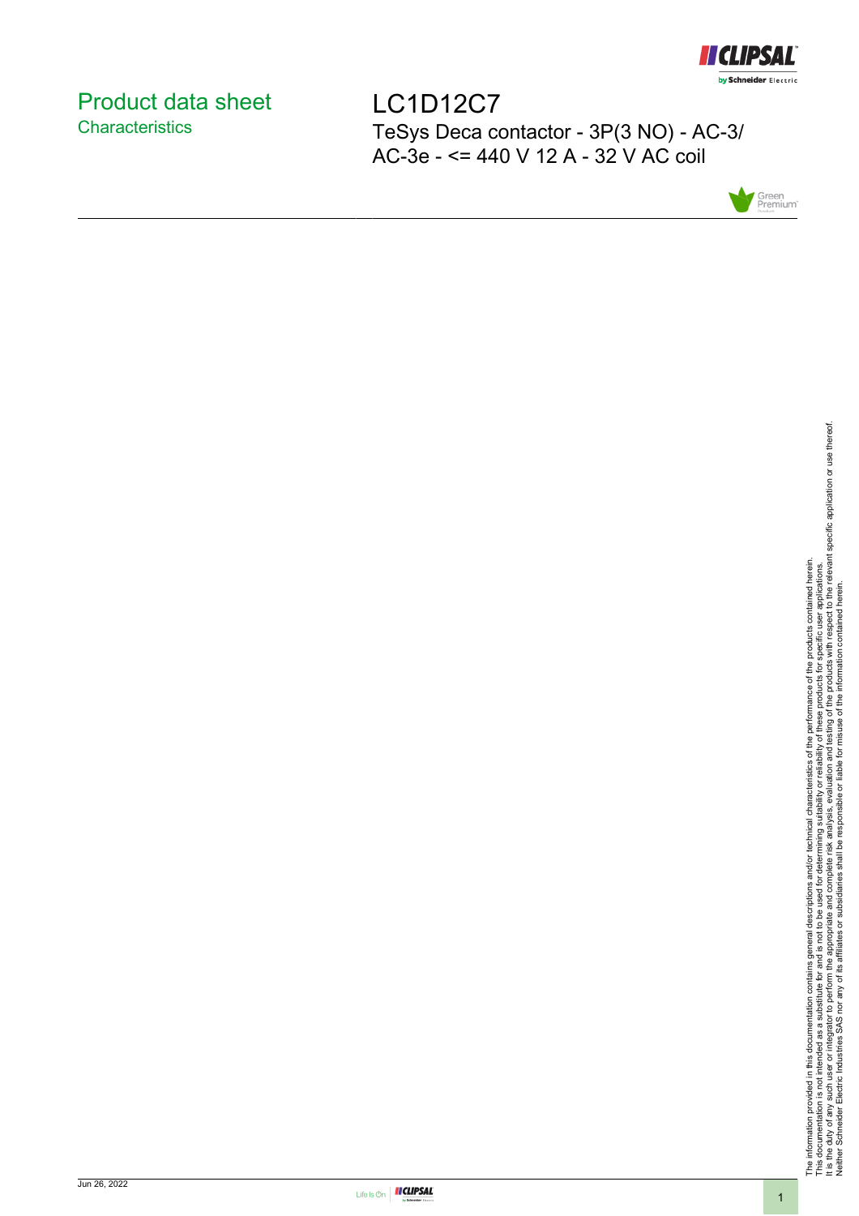# Product data sheet
## Characteristics

# LC1D12C7

TeSys Deca contactor - 3P(3 NO) - AC-3/AC-3e - <= 440 V 12 A - 32 V AC coil

The information provided in this documentation contains general descriptions and/or technical characteristics of the performance of the products contained herein.
This documentation is not intended as a substitute for and is not to be used for determining suitability or reliability of these products for specific user applications.
It is the duty of any such user or integrator to perform the appropriate and complete risk analysis, evaluation and testing of the products with respect to the relevant specific application or use thereof.
Neither Schneider Electric Industries SAS nor any of its affiliates or subsidiaries shall be responsible or liable for misuse of the information contained herein.

Jun 26, 2022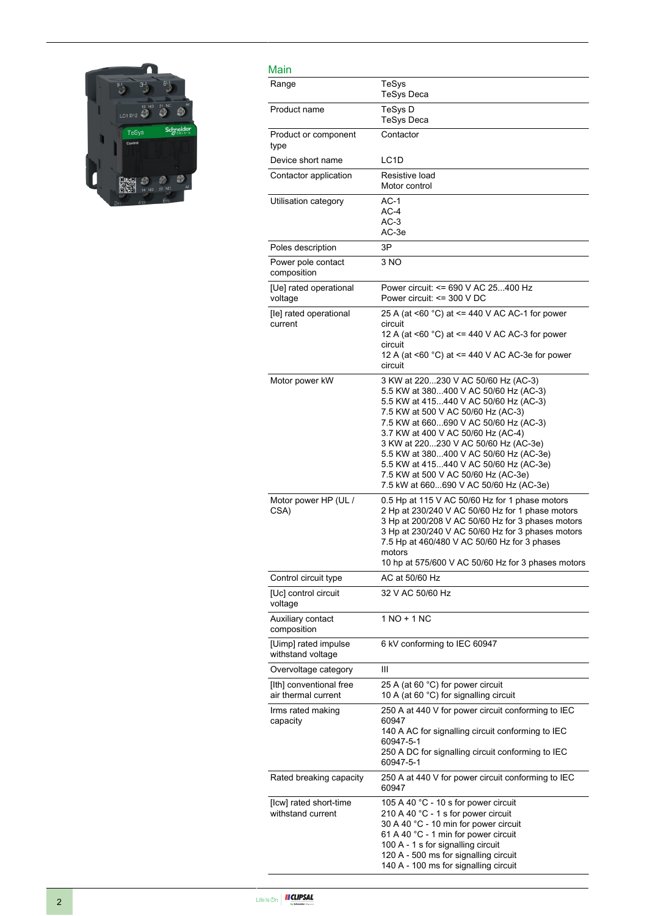## Main

| | |
|---|---|
| Range | TeSys<br>TeSys Deca |
| Product name | TeSys D<br>TeSys Deca |
| Product or component type | Contactor |
| Device short name | LC1D |
| Contactor application | Resistive load<br>Motor control |
| Utilisation category | AC-1<br>AC-4<br>AC-3<br>AC-3e |
| Poles description | 3P |
| Power pole contact composition | 3 NO |
| [Ue] rated operational voltage | Power circuit: <= 690 V AC 25...400 Hz<br>Power circuit: <= 300 V DC |
| [Ie] rated operational current | 25 A (at <60 °C) at <= 440 V AC AC-1 for power circuit<br>12 A (at <60 °C) at <= 440 V AC AC-3 for power circuit<br>12 A (at <60 °C) at <= 440 V AC AC-3e for power circuit |
| Motor power kW | 3 KW at 220...230 V AC 50/60 Hz (AC-3)<br>5.5 KW at 380...400 V AC 50/60 Hz (AC-3)<br>5.5 KW at 415...440 V AC 50/60 Hz (AC-3)<br>7.5 KW at 500 V AC 50/60 Hz (AC-3)<br>7.5 KW at 660...690 V AC 50/60 Hz (AC-3)<br>3.7 KW at 400 V AC 50/60 Hz (AC-4)<br>3 KW at 220...230 V AC 50/60 Hz (AC-3e)<br>5.5 KW at 380...400 V AC 50/60 Hz (AC-3e)<br>5.5 KW at 415...440 V AC 50/60 Hz (AC-3e)<br>7.5 KW at 500 V AC 50/60 Hz (AC-3e)<br>7.5 kW at 660...690 V AC 50/60 Hz (AC-3e) |
| Motor power HP (UL / CSA) | 0.5 Hp at 115 V AC 50/60 Hz for 1 phase motors<br>2 Hp at 230/240 V AC 50/60 Hz for 1 phase motors<br>3 Hp at 200/208 V AC 50/60 Hz for 3 phases motors<br>3 Hp at 230/240 V AC 50/60 Hz for 3 phases motors<br>7.5 Hp at 460/480 V AC 50/60 Hz for 3 phases motors<br>10 hp at 575/600 V AC 50/60 Hz for 3 phases motors |
| Control circuit type | AC at 50/60 Hz |
| [Uc] control circuit voltage | 32 V AC 50/60 Hz |
| Auxiliary contact composition | 1 NO + 1 NC |
| [Uimp] rated impulse withstand voltage | 6 kV conforming to IEC 60947 |
| Overvoltage category | III |
| [Ith] conventional free air thermal current | 25 A (at 60 °C) for power circuit<br>10 A (at 60 °C) for signalling circuit |
| Irms rated making capacity | 250 A at 440 V for power circuit conforming to IEC 60947<br>140 A AC for signalling circuit conforming to IEC 60947-5-1<br>250 A DC for signalling circuit conforming to IEC 60947-5-1 |
| Rated breaking capacity | 250 A at 440 V for power circuit conforming to IEC 60947 |
| [Icw] rated short-time withstand current | 105 A 40 °C - 10 s for power circuit<br>210 A 40 °C - 1 s for power circuit<br>30 A 40 °C - 10 min for power circuit<br>61 A 40 °C - 1 min for power circuit<br>100 A - 1 s for signalling circuit<br>120 A - 500 ms for signalling circuit<br>140 A - 100 ms for signalling circuit |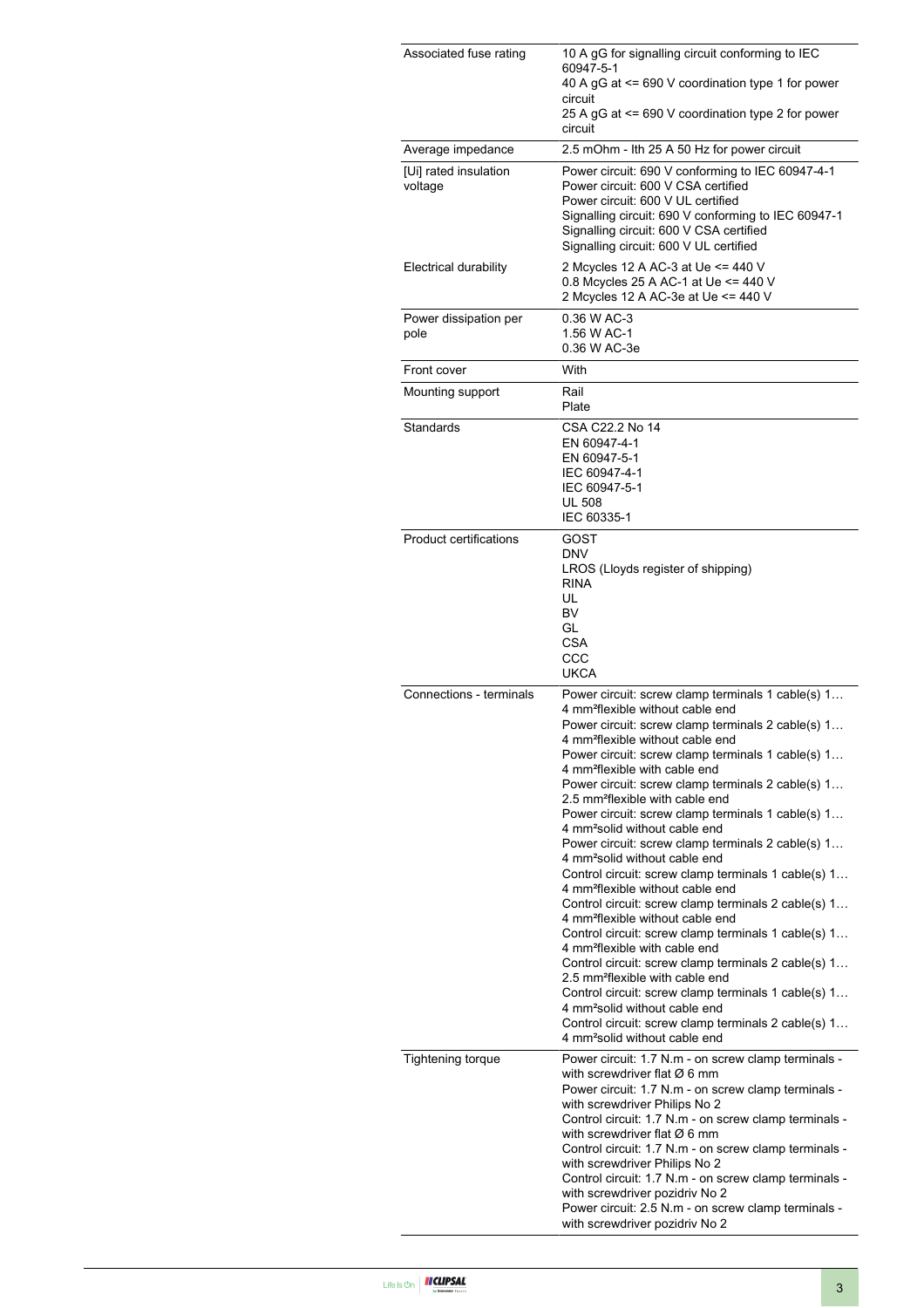| | |
|---|---|
| Associated fuse rating | 10 A gG for signalling circuit conforming to IEC 60947-5-1<br>40 A gG at <= 690 V coordination type 1 for power circuit<br>25 A gG at <= 690 V coordination type 2 for power circuit |
| Average impedance | 2.5 mOhm - Ith 25 A 50 Hz for power circuit |
| [Ui] rated insulation voltage | Power circuit: 690 V conforming to IEC 60947-4-1<br>Power circuit: 600 V CSA certified<br>Power circuit: 600 V UL certified<br>Signalling circuit: 690 V conforming to IEC 60947-1<br>Signalling circuit: 600 V CSA certified<br>Signalling circuit: 600 V UL certified |
| Electrical durability | 2 Mcycles 12 A AC-3 at Ue <= 440 V<br>0.8 Mcycles 25 A AC-1 at Ue <= 440 V<br>2 Mcycles 12 A AC-3e at Ue <= 440 V |
| Power dissipation per pole | 0.36 W AC-3<br>1.56 W AC-1<br>0.36 W AC-3e |
| Front cover | With |
| Mounting support | Rail<br>Plate |
| Standards | CSA C22.2 No 14<br>EN 60947-4-1<br>EN 60947-5-1<br>IEC 60947-4-1<br>IEC 60947-5-1<br>UL 508<br>IEC 60335-1 |
| Product certifications | GOST<br>DNV<br>LROS (Lloyds register of shipping)<br>RINA<br>UL<br>BV<br>GL<br>CSA<br>CCC<br>UKCA |
| Connections - terminals | Power circuit: screw clamp terminals 1 cable(s) 1…4 mm²flexible without cable end<br>Power circuit: screw clamp terminals 2 cable(s) 1…4 mm²flexible without cable end<br>Power circuit: screw clamp terminals 1 cable(s) 1…4 mm²flexible with cable end<br>Power circuit: screw clamp terminals 2 cable(s) 1…2.5 mm²flexible with cable end<br>Power circuit: screw clamp terminals 1 cable(s) 1…4 mm²solid without cable end<br>Power circuit: screw clamp terminals 2 cable(s) 1…4 mm²solid without cable end<br>Control circuit: screw clamp terminals 1 cable(s) 1…4 mm²flexible without cable end<br>Control circuit: screw clamp terminals 2 cable(s) 1…4 mm²flexible without cable end<br>Control circuit: screw clamp terminals 1 cable(s) 1…4 mm²flexible with cable end<br>Control circuit: screw clamp terminals 2 cable(s) 1…2.5 mm²flexible with cable end<br>Control circuit: screw clamp terminals 1 cable(s) 1…4 mm²solid without cable end<br>Control circuit: screw clamp terminals 2 cable(s) 1…4 mm²solid without cable end |
| Tightening torque | Power circuit: 1.7 N.m - on screw clamp terminals - with screwdriver flat Ø 6 mm<br>Power circuit: 1.7 N.m - on screw clamp terminals - with screwdriver Philips No 2<br>Control circuit: 1.7 N.m - on screw clamp terminals - with screwdriver flat Ø 6 mm<br>Control circuit: 1.7 N.m - on screw clamp terminals - with screwdriver Philips No 2<br>Control circuit: 1.7 N.m - on screw clamp terminals - with screwdriver pozidriv No 2<br>Power circuit: 2.5 N.m - on screw clamp terminals - with screwdriver pozidriv No 2 |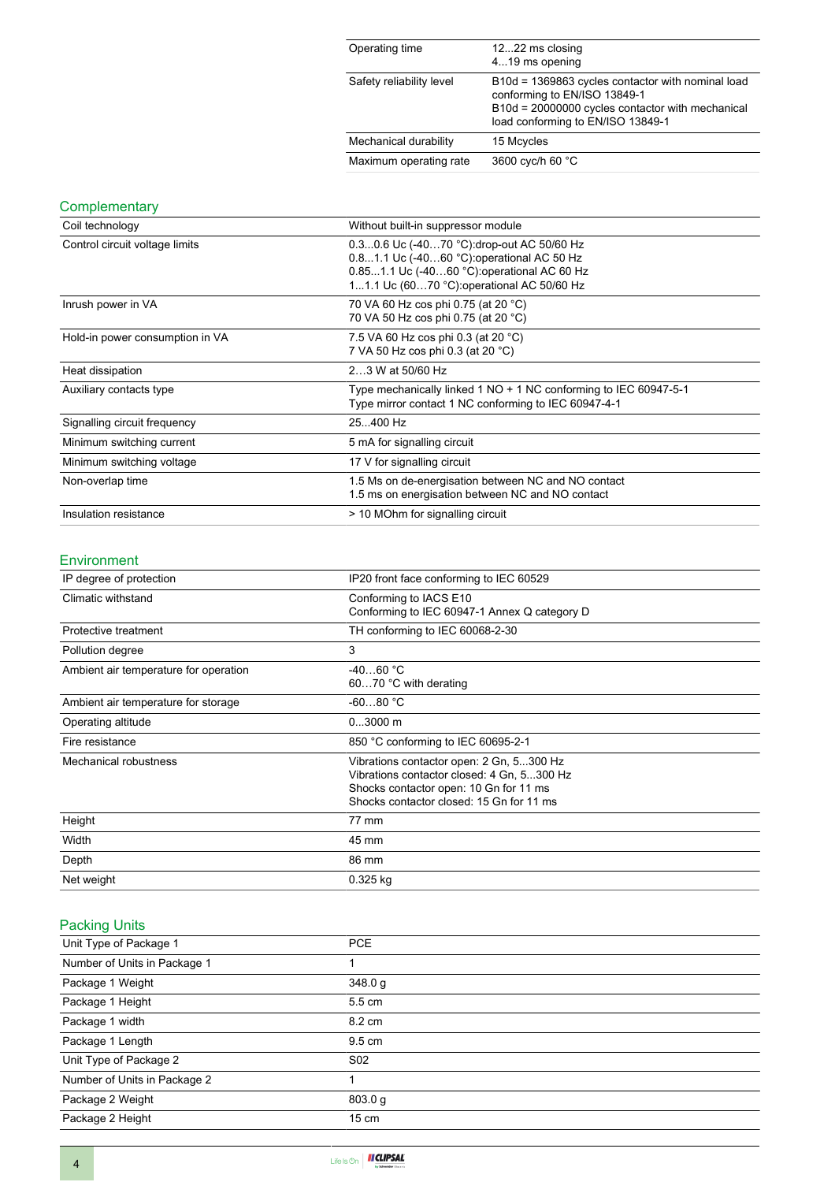| | |
|---|---|
| Operating time | 12...22 ms closing<br>4...19 ms opening |
| Safety reliability level | B10d = 1369863 cycles contactor with nominal load conforming to EN/ISO 13849-1<br>B10d = 20000000 cycles contactor with mechanical load conforming to EN/ISO 13849-1 |
| Mechanical durability | 15 Mcycles |
| Maximum operating rate | 3600 cyc/h 60 °C |

## Complementary

| | |
|---|---|
| Coil technology | Without built-in suppressor module |
| Control circuit voltage limits | 0.3...0.6 Uc (-40…70 °C):drop-out AC 50/60 Hz<br>0.8...1.1 Uc (-40…60 °C):operational AC 50 Hz<br>0.85...1.1 Uc (-40…60 °C):operational AC 60 Hz<br>1...1.1 Uc (60…70 °C):operational AC 50/60 Hz |
| Inrush power in VA | 70 VA 60 Hz cos phi 0.75 (at 20 °C)<br>70 VA 50 Hz cos phi 0.75 (at 20 °C) |
| Hold-in power consumption in VA | 7.5 VA 60 Hz cos phi 0.3 (at 20 °C)<br>7 VA 50 Hz cos phi 0.3 (at 20 °C) |
| Heat dissipation | 2…3 W at 50/60 Hz |
| Auxiliary contacts type | Type mechanically linked 1 NO + 1 NC conforming to IEC 60947-5-1<br>Type mirror contact 1 NC conforming to IEC 60947-4-1 |
| Signalling circuit frequency | 25...400 Hz |
| Minimum switching current | 5 mA for signalling circuit |
| Minimum switching voltage | 17 V for signalling circuit |
| Non-overlap time | 1.5 Ms on de-energisation between NC and NO contact<br>1.5 ms on energisation between NC and NO contact |
| Insulation resistance | > 10 MOhm for signalling circuit |

## Environment

| | |
|---|---|
| IP degree of protection | IP20 front face conforming to IEC 60529 |
| Climatic withstand | Conforming to IACS E10<br>Conforming to IEC 60947-1 Annex Q category D |
| Protective treatment | TH conforming to IEC 60068-2-30 |
| Pollution degree | 3 |
| Ambient air temperature for operation | -40…60 °C<br>60…70 °C with derating |
| Ambient air temperature for storage | -60...80 °C |
| Operating altitude | 0...3000 m |
| Fire resistance | 850 °C conforming to IEC 60695-2-1 |
| Mechanical robustness | Vibrations contactor open: 2 Gn, 5...300 Hz<br>Vibrations contactor closed: 4 Gn, 5...300 Hz<br>Shocks contactor open: 10 Gn for 11 ms<br>Shocks contactor closed: 15 Gn for 11 ms |
| Height | 77 mm |
| Width | 45 mm |
| Depth | 86 mm |
| Net weight | 0.325 kg |

## Packing Units

| | |
|---|---|
| Unit Type of Package 1 | PCE |
| Number of Units in Package 1 | 1 |
| Package 1 Weight | 348.0 g |
| Package 1 Height | 5.5 cm |
| Package 1 width | 8.2 cm |
| Package 1 Length | 9.5 cm |
| Unit Type of Package 2 | S02 |
| Number of Units in Package 2 | 1 |
| Package 2 Weight | 803.0 g |
| Package 2 Height | 15 cm |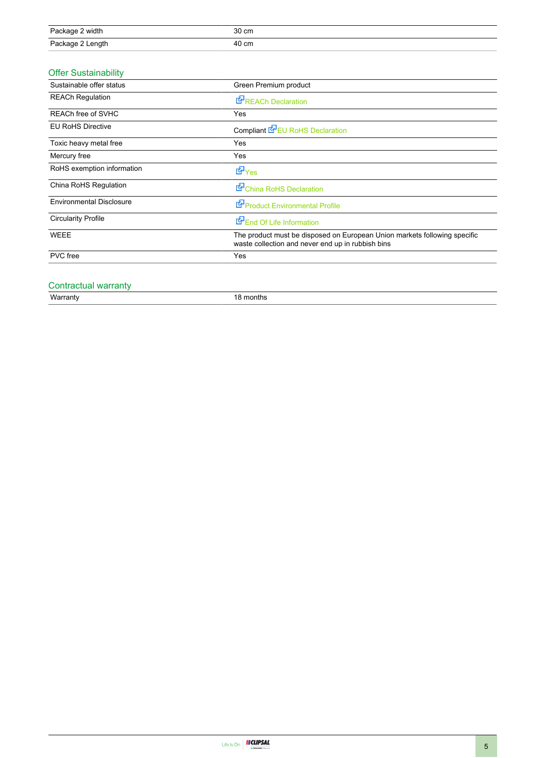| | |
|---|---|
| Package 2 width | 30 cm |
| Package 2 Length | 40 cm |

## Offer Sustainability

| | |
|---|---|
| Sustainable offer status | Green Premium product |
| REACh Regulation | REACh Declaration |
| REACh free of SVHC | Yes |
| EU RoHS Directive | Compliant EU RoHS Declaration |
| Toxic heavy metal free | Yes |
| Mercury free | Yes |
| RoHS exemption information | Yes |
| China RoHS Regulation | China RoHS Declaration |
| Environmental Disclosure | Product Environmental Profile |
| Circularity Profile | End Of Life Information |
| WEEE | The product must be disposed on European Union markets following specific waste collection and never end up in rubbish bins |
| PVC free | Yes |

## Contractual warranty

| | |
|---|---|
| Warranty | 18 months |